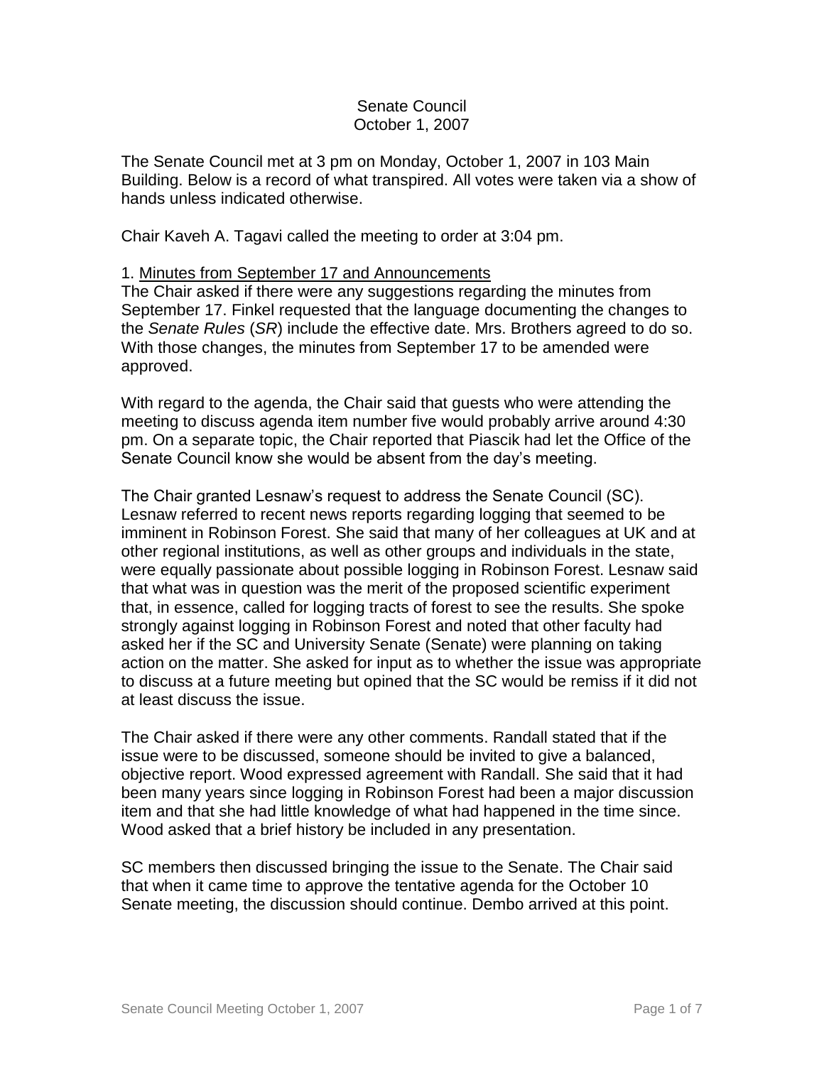Senate Council
October 1, 2007

The Senate Council met at 3 pm on Monday, October 1, 2007 in 103 Main Building. Below is a record of what transpired. All votes were taken via a show of hands unless indicated otherwise.

Chair Kaveh A. Tagavi called the meeting to order at 3:04 pm.

1. Minutes from September 17 and Announcements

The Chair asked if there were any suggestions regarding the minutes from September 17. Finkel requested that the language documenting the changes to the *Senate Rules* (*SR*) include the effective date. Mrs. Brothers agreed to do so. With those changes, the minutes from September 17 to be amended were approved.

With regard to the agenda, the Chair said that guests who were attending the meeting to discuss agenda item number five would probably arrive around 4:30 pm. On a separate topic, the Chair reported that Piascik had let the Office of the Senate Council know she would be absent from the day's meeting.

The Chair granted Lesnaw's request to address the Senate Council (SC). Lesnaw referred to recent news reports regarding logging that seemed to be imminent in Robinson Forest. She said that many of her colleagues at UK and at other regional institutions, as well as other groups and individuals in the state, were equally passionate about possible logging in Robinson Forest. Lesnaw said that what was in question was the merit of the proposed scientific experiment that, in essence, called for logging tracts of forest to see the results. She spoke strongly against logging in Robinson Forest and noted that other faculty had asked her if the SC and University Senate (Senate) were planning on taking action on the matter. She asked for input as to whether the issue was appropriate to discuss at a future meeting but opined that the SC would be remiss if it did not at least discuss the issue.

The Chair asked if there were any other comments. Randall stated that if the issue were to be discussed, someone should be invited to give a balanced, objective report. Wood expressed agreement with Randall. She said that it had been many years since logging in Robinson Forest had been a major discussion item and that she had little knowledge of what had happened in the time since. Wood asked that a brief history be included in any presentation.

SC members then discussed bringing the issue to the Senate. The Chair said that when it came time to approve the tentative agenda for the October 10 Senate meeting, the discussion should continue. Dembo arrived at this point.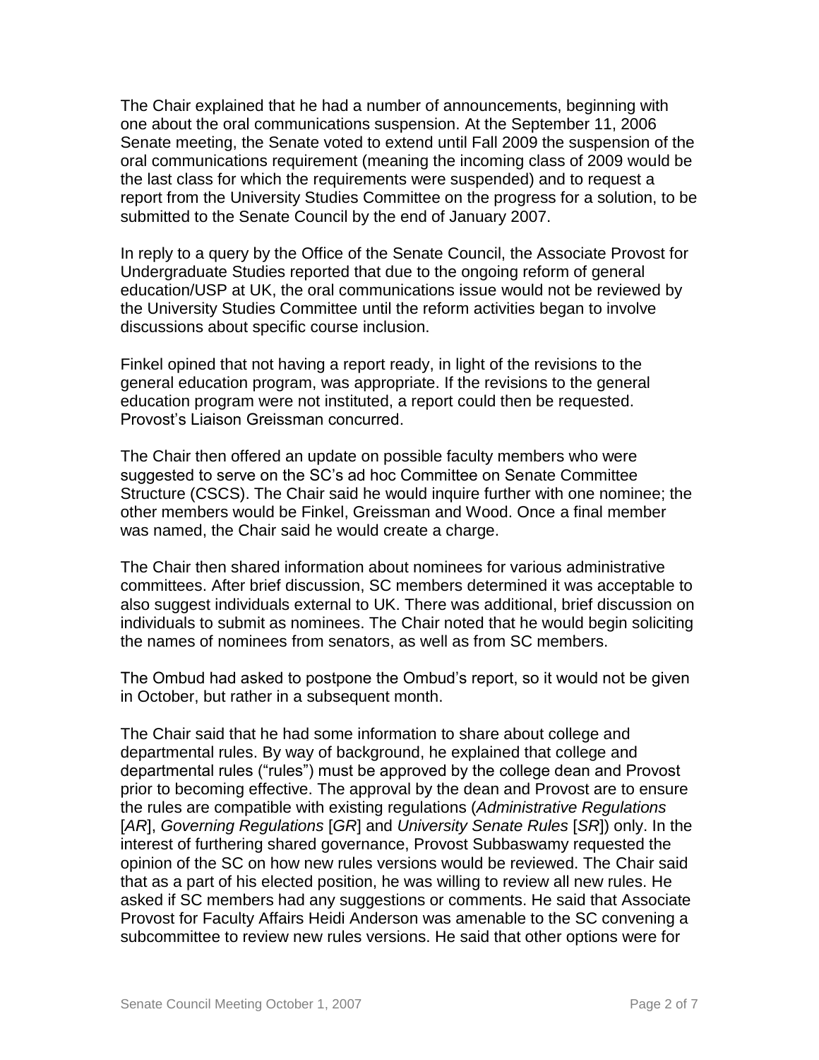The Chair explained that he had a number of announcements, beginning with one about the oral communications suspension. At the September 11, 2006 Senate meeting, the Senate voted to extend until Fall 2009 the suspension of the oral communications requirement (meaning the incoming class of 2009 would be the last class for which the requirements were suspended) and to request a report from the University Studies Committee on the progress for a solution, to be submitted to the Senate Council by the end of January 2007.

In reply to a query by the Office of the Senate Council, the Associate Provost for Undergraduate Studies reported that due to the ongoing reform of general education/USP at UK, the oral communications issue would not be reviewed by the University Studies Committee until the reform activities began to involve discussions about specific course inclusion.

Finkel opined that not having a report ready, in light of the revisions to the general education program, was appropriate. If the revisions to the general education program were not instituted, a report could then be requested. Provost's Liaison Greissman concurred.

The Chair then offered an update on possible faculty members who were suggested to serve on the SC's ad hoc Committee on Senate Committee Structure (CSCS). The Chair said he would inquire further with one nominee; the other members would be Finkel, Greissman and Wood. Once a final member was named, the Chair said he would create a charge.

The Chair then shared information about nominees for various administrative committees. After brief discussion, SC members determined it was acceptable to also suggest individuals external to UK. There was additional, brief discussion on individuals to submit as nominees. The Chair noted that he would begin soliciting the names of nominees from senators, as well as from SC members.

The Ombud had asked to postpone the Ombud's report, so it would not be given in October, but rather in a subsequent month.

The Chair said that he had some information to share about college and departmental rules. By way of background, he explained that college and departmental rules ("rules") must be approved by the college dean and Provost prior to becoming effective. The approval by the dean and Provost are to ensure the rules are compatible with existing regulations (*Administrative Regulations* [*AR*], *Governing Regulations* [*GR*] and *University Senate Rules* [*SR*]) only. In the interest of furthering shared governance, Provost Subbaswamy requested the opinion of the SC on how new rules versions would be reviewed. The Chair said that as a part of his elected position, he was willing to review all new rules. He asked if SC members had any suggestions or comments. He said that Associate Provost for Faculty Affairs Heidi Anderson was amenable to the SC convening a subcommittee to review new rules versions. He said that other options were for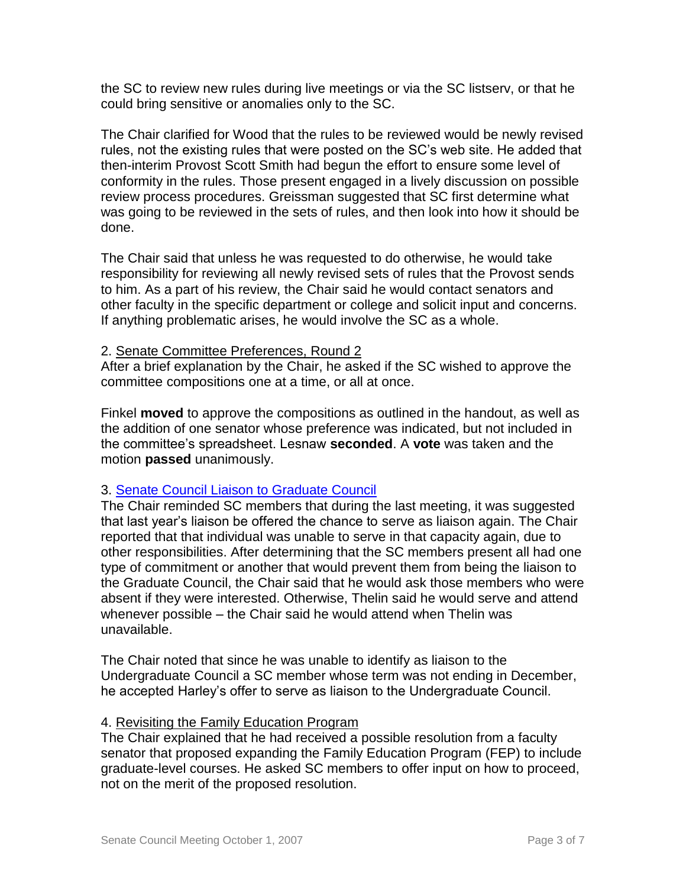the SC to review new rules during live meetings or via the SC listserv, or that he could bring sensitive or anomalies only to the SC.

The Chair clarified for Wood that the rules to be reviewed would be newly revised rules, not the existing rules that were posted on the SC's web site. He added that then-interim Provost Scott Smith had begun the effort to ensure some level of conformity in the rules. Those present engaged in a lively discussion on possible review process procedures. Greissman suggested that SC first determine what was going to be reviewed in the sets of rules, and then look into how it should be done.

The Chair said that unless he was requested to do otherwise, he would take responsibility for reviewing all newly revised sets of rules that the Provost sends to him. As a part of his review, the Chair said he would contact senators and other faculty in the specific department or college and solicit input and concerns. If anything problematic arises, he would involve the SC as a whole.

2. Senate Committee Preferences, Round 2

After a brief explanation by the Chair, he asked if the SC wished to approve the committee compositions one at a time, or all at once.

Finkel **moved** to approve the compositions as outlined in the handout, as well as the addition of one senator whose preference was indicated, but not included in the committee's spreadsheet. Lesnaw **seconded**. A **vote** was taken and the motion **passed** unanimously.

3. Senate Council Liaison to Graduate Council

The Chair reminded SC members that during the last meeting, it was suggested that last year's liaison be offered the chance to serve as liaison again. The Chair reported that that individual was unable to serve in that capacity again, due to other responsibilities. After determining that the SC members present all had one type of commitment or another that would prevent them from being the liaison to the Graduate Council, the Chair said that he would ask those members who were absent if they were interested. Otherwise, Thelin said he would serve and attend whenever possible – the Chair said he would attend when Thelin was unavailable.

The Chair noted that since he was unable to identify as liaison to the Undergraduate Council a SC member whose term was not ending in December, he accepted Harley's offer to serve as liaison to the Undergraduate Council.

4. Revisiting the Family Education Program

The Chair explained that he had received a possible resolution from a faculty senator that proposed expanding the Family Education Program (FEP) to include graduate-level courses. He asked SC members to offer input on how to proceed, not on the merit of the proposed resolution.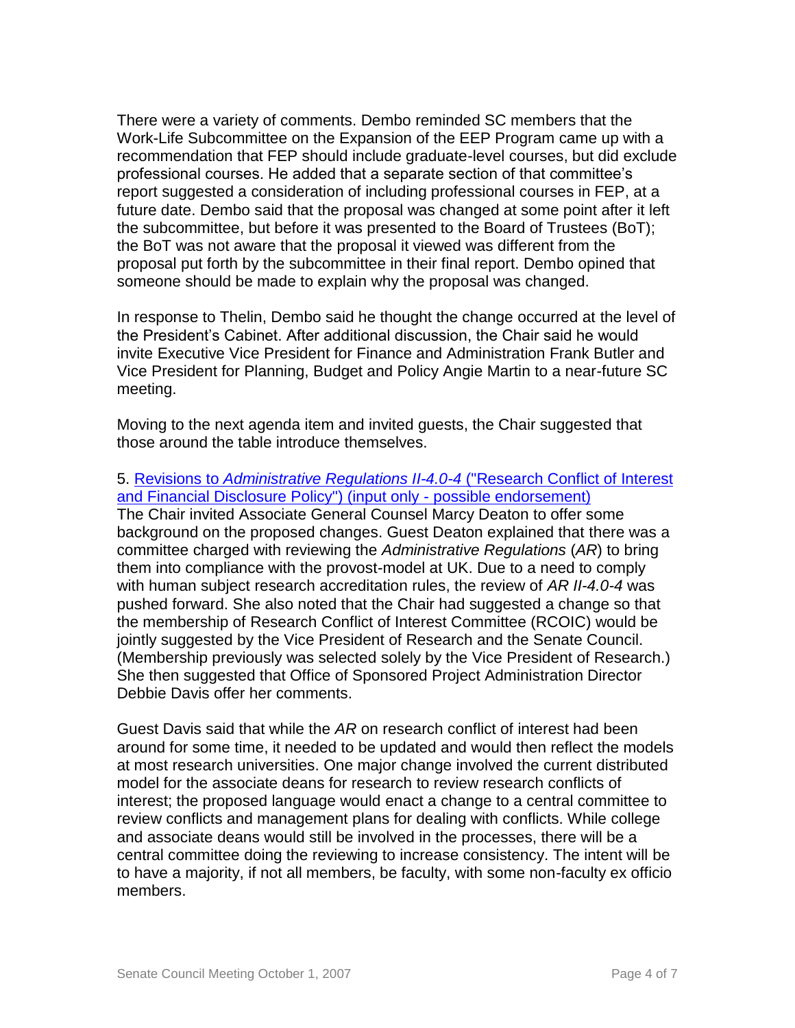There were a variety of comments. Dembo reminded SC members that the Work-Life Subcommittee on the Expansion of the EEP Program came up with a recommendation that FEP should include graduate-level courses, but did exclude professional courses. He added that a separate section of that committee's report suggested a consideration of including professional courses in FEP, at a future date. Dembo said that the proposal was changed at some point after it left the subcommittee, but before it was presented to the Board of Trustees (BoT); the BoT was not aware that the proposal it viewed was different from the proposal put forth by the subcommittee in their final report. Dembo opined that someone should be made to explain why the proposal was changed.

In response to Thelin, Dembo said he thought the change occurred at the level of the President's Cabinet. After additional discussion, the Chair said he would invite Executive Vice President for Finance and Administration Frank Butler and Vice President for Planning, Budget and Policy Angie Martin to a near-future SC meeting.

Moving to the next agenda item and invited guests, the Chair suggested that those around the table introduce themselves.

5. Revisions to *Administrative Regulations II-4.0-4* ("Research Conflict of Interest and Financial Disclosure Policy") (input only - possible endorsement)

The Chair invited Associate General Counsel Marcy Deaton to offer some background on the proposed changes. Guest Deaton explained that there was a committee charged with reviewing the *Administrative Regulations* (*AR*) to bring them into compliance with the provost-model at UK. Due to a need to comply with human subject research accreditation rules, the review of *AR II-4.0-4* was pushed forward. She also noted that the Chair had suggested a change so that the membership of Research Conflict of Interest Committee (RCOIC) would be jointly suggested by the Vice President of Research and the Senate Council. (Membership previously was selected solely by the Vice President of Research.) She then suggested that Office of Sponsored Project Administration Director Debbie Davis offer her comments.

Guest Davis said that while the *AR* on research conflict of interest had been around for some time, it needed to be updated and would then reflect the models at most research universities. One major change involved the current distributed model for the associate deans for research to review research conflicts of interest; the proposed language would enact a change to a central committee to review conflicts and management plans for dealing with conflicts. While college and associate deans would still be involved in the processes, there will be a central committee doing the reviewing to increase consistency. The intent will be to have a majority, if not all members, be faculty, with some non-faculty ex officio members.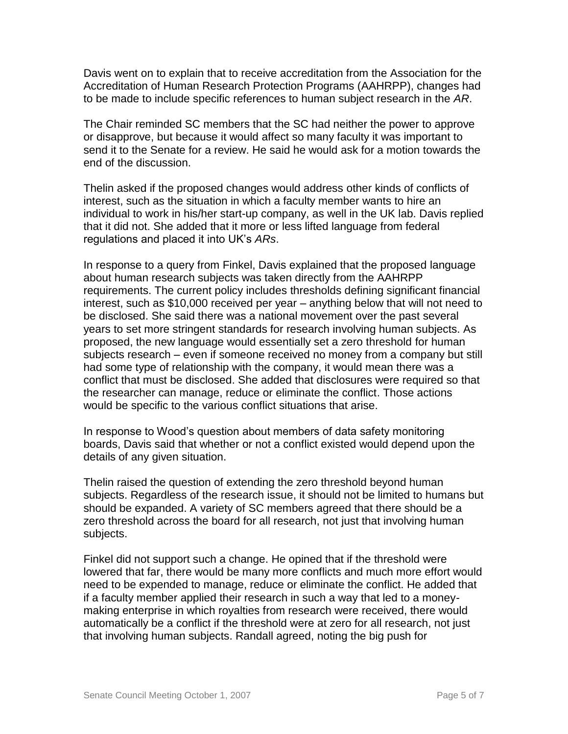Davis went on to explain that to receive accreditation from the Association for the Accreditation of Human Research Protection Programs (AAHRPP), changes had to be made to include specific references to human subject research in the *AR*.

The Chair reminded SC members that the SC had neither the power to approve or disapprove, but because it would affect so many faculty it was important to send it to the Senate for a review. He said he would ask for a motion towards the end of the discussion.

Thelin asked if the proposed changes would address other kinds of conflicts of interest, such as the situation in which a faculty member wants to hire an individual to work in his/her start-up company, as well in the UK lab. Davis replied that it did not. She added that it more or less lifted language from federal regulations and placed it into UK's *ARs*.

In response to a query from Finkel, Davis explained that the proposed language about human research subjects was taken directly from the AAHRPP requirements. The current policy includes thresholds defining significant financial interest, such as $10,000 received per year – anything below that will not need to be disclosed. She said there was a national movement over the past several years to set more stringent standards for research involving human subjects. As proposed, the new language would essentially set a zero threshold for human subjects research – even if someone received no money from a company but still had some type of relationship with the company, it would mean there was a conflict that must be disclosed. She added that disclosures were required so that the researcher can manage, reduce or eliminate the conflict. Those actions would be specific to the various conflict situations that arise.

In response to Wood's question about members of data safety monitoring boards, Davis said that whether or not a conflict existed would depend upon the details of any given situation.

Thelin raised the question of extending the zero threshold beyond human subjects. Regardless of the research issue, it should not be limited to humans but should be expanded. A variety of SC members agreed that there should be a zero threshold across the board for all research, not just that involving human subjects.

Finkel did not support such a change. He opined that if the threshold were lowered that far, there would be many more conflicts and much more effort would need to be expended to manage, reduce or eliminate the conflict. He added that if a faculty member applied their research in such a way that led to a money-making enterprise in which royalties from research were received, there would automatically be a conflict if the threshold were at zero for all research, not just that involving human subjects. Randall agreed, noting the big push for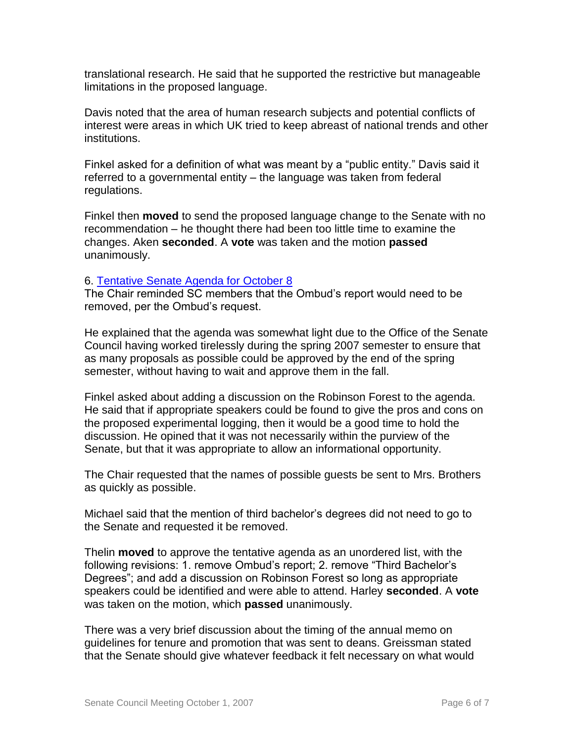translational research. He said that he supported the restrictive but manageable limitations in the proposed language.

Davis noted that the area of human research subjects and potential conflicts of interest were areas in which UK tried to keep abreast of national trends and other institutions.

Finkel asked for a definition of what was meant by a “public entity.” Davis said it referred to a governmental entity – the language was taken from federal regulations.

Finkel then **moved** to send the proposed language change to the Senate with no recommendation – he thought there had been too little time to examine the changes. Aken **seconded**. A **vote** was taken and the motion **passed** unanimously.

6. Tentative Senate Agenda for October 8

The Chair reminded SC members that the Ombud’s report would need to be removed, per the Ombud’s request.

He explained that the agenda was somewhat light due to the Office of the Senate Council having worked tirelessly during the spring 2007 semester to ensure that as many proposals as possible could be approved by the end of the spring semester, without having to wait and approve them in the fall.

Finkel asked about adding a discussion on the Robinson Forest to the agenda. He said that if appropriate speakers could be found to give the pros and cons on the proposed experimental logging, then it would be a good time to hold the discussion. He opined that it was not necessarily within the purview of the Senate, but that it was appropriate to allow an informational opportunity.

The Chair requested that the names of possible guests be sent to Mrs. Brothers as quickly as possible.

Michael said that the mention of third bachelor’s degrees did not need to go to the Senate and requested it be removed.

Thelin **moved** to approve the tentative agenda as an unordered list, with the following revisions: 1. remove Ombud’s report; 2. remove “Third Bachelor’s Degrees”; and add a discussion on Robinson Forest so long as appropriate speakers could be identified and were able to attend. Harley **seconded**. A **vote** was taken on the motion, which **passed** unanimously.

There was a very brief discussion about the timing of the annual memo on guidelines for tenure and promotion that was sent to deans. Greissman stated that the Senate should give whatever feedback it felt necessary on what would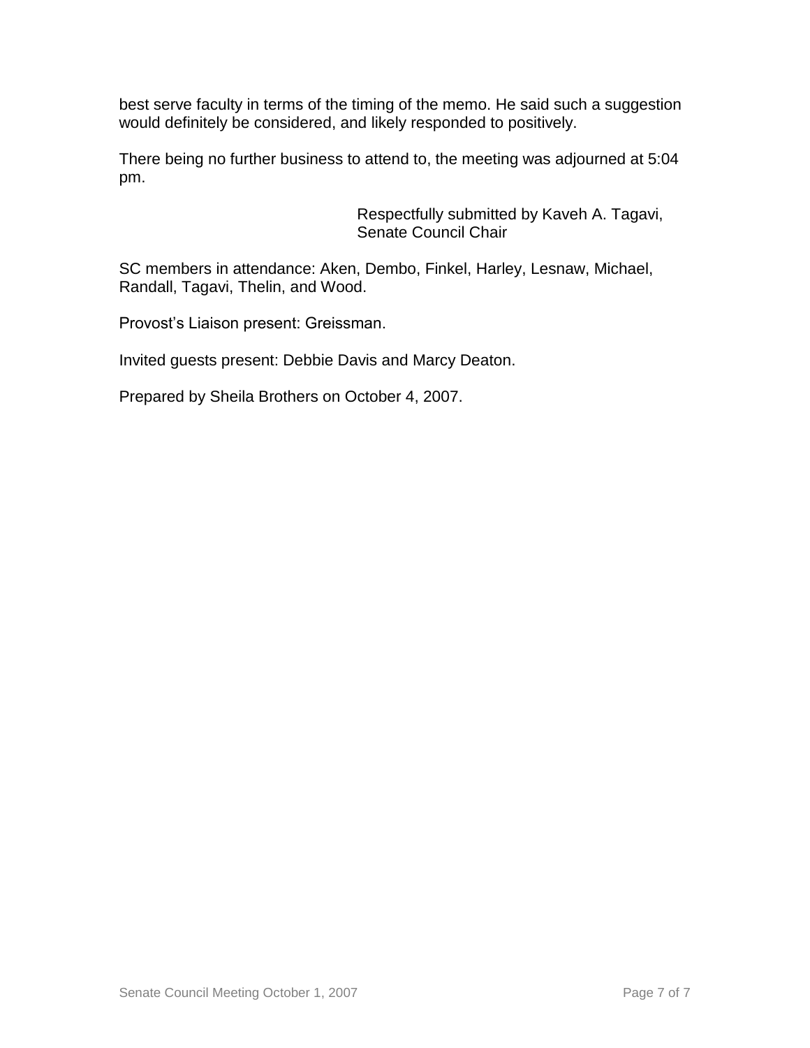best serve faculty in terms of the timing of the memo. He said such a suggestion would definitely be considered, and likely responded to positively.

There being no further business to attend to, the meeting was adjourned at 5:04 pm.

Respectfully submitted by Kaveh A. Tagavi,
Senate Council Chair

SC members in attendance: Aken, Dembo, Finkel, Harley, Lesnaw, Michael, Randall, Tagavi, Thelin, and Wood.

Provost's Liaison present: Greissman.

Invited guests present: Debbie Davis and Marcy Deaton.

Prepared by Sheila Brothers on October 4, 2007.